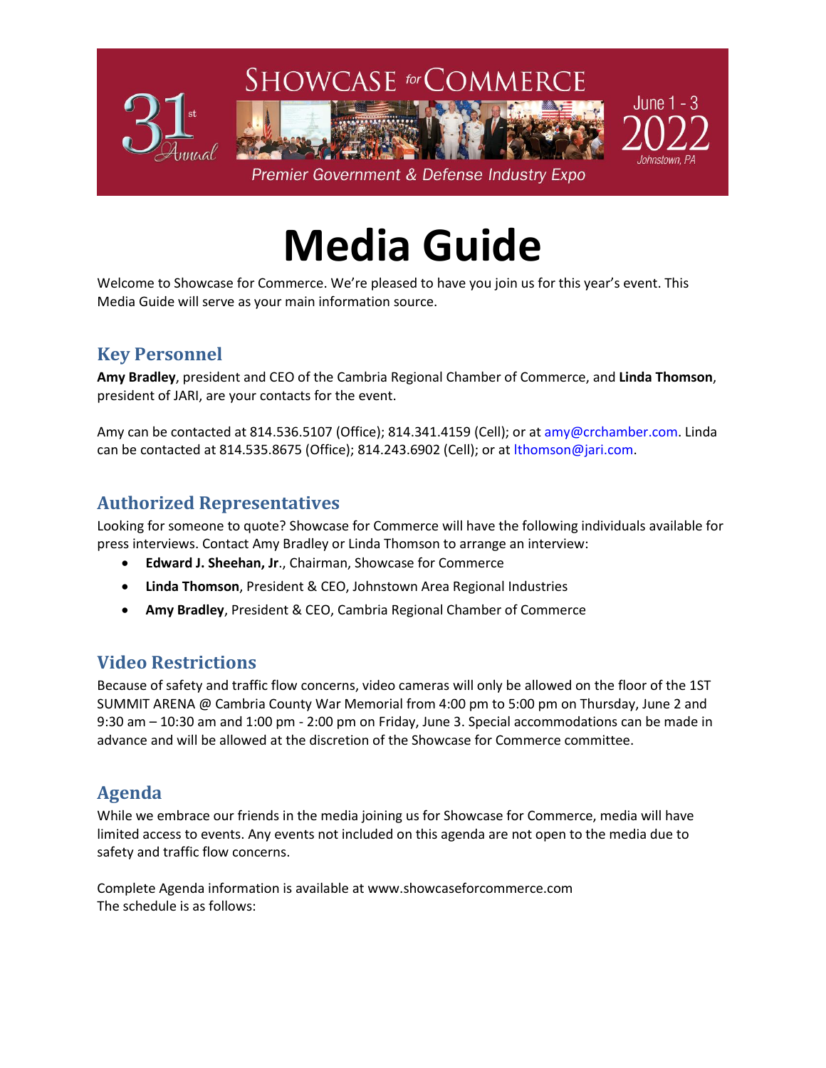SHOWCASE for COMMERCE

31st Annual

June 1 - 3 2022

Johnstown, PA

*Premier Government & Defense Industry Expo*

# Media Guide

Welcome to Showcase for Commerce. We're pleased to have you join us for this year's event. This Media Guide will serve as your main information source.

## Key Personnel

**Amy Bradley**, president and CEO of the Cambria Regional Chamber of Commerce, and **Linda Thomson**, president of JARI, are your contacts for the event.

Amy can be contacted at 814.536.5107 (Office); 814.341.4159 (Cell); or at amy@crchamber.com. Linda can be contacted at 814.535.8675 (Office); 814.243.6902 (Cell); or at lthomson@jari.com.

## Authorized Representatives

Looking for someone to quote? Showcase for Commerce will have the following individuals available for press interviews. Contact Amy Bradley or Linda Thomson to arrange an interview:

- **Edward J. Sheehan, Jr**., Chairman, Showcase for Commerce
- **Linda Thomson**, President & CEO, Johnstown Area Regional Industries
- **Amy Bradley**, President & CEO, Cambria Regional Chamber of Commerce

## Video Restrictions

Because of safety and traffic flow concerns, video cameras will only be allowed on the floor of the 1ST SUMMIT ARENA @ Cambria County War Memorial from 4:00 pm to 5:00 pm on Thursday, June 2 and 9:30 am – 10:30 am and 1:00 pm - 2:00 pm on Friday, June 3. Special accommodations can be made in advance and will be allowed at the discretion of the Showcase for Commerce committee.

## Agenda

While we embrace our friends in the media joining us for Showcase for Commerce, media will have limited access to events. Any events not included on this agenda are not open to the media due to safety and traffic flow concerns.

Complete Agenda information is available at www.showcaseforcommerce.com
The schedule is as follows: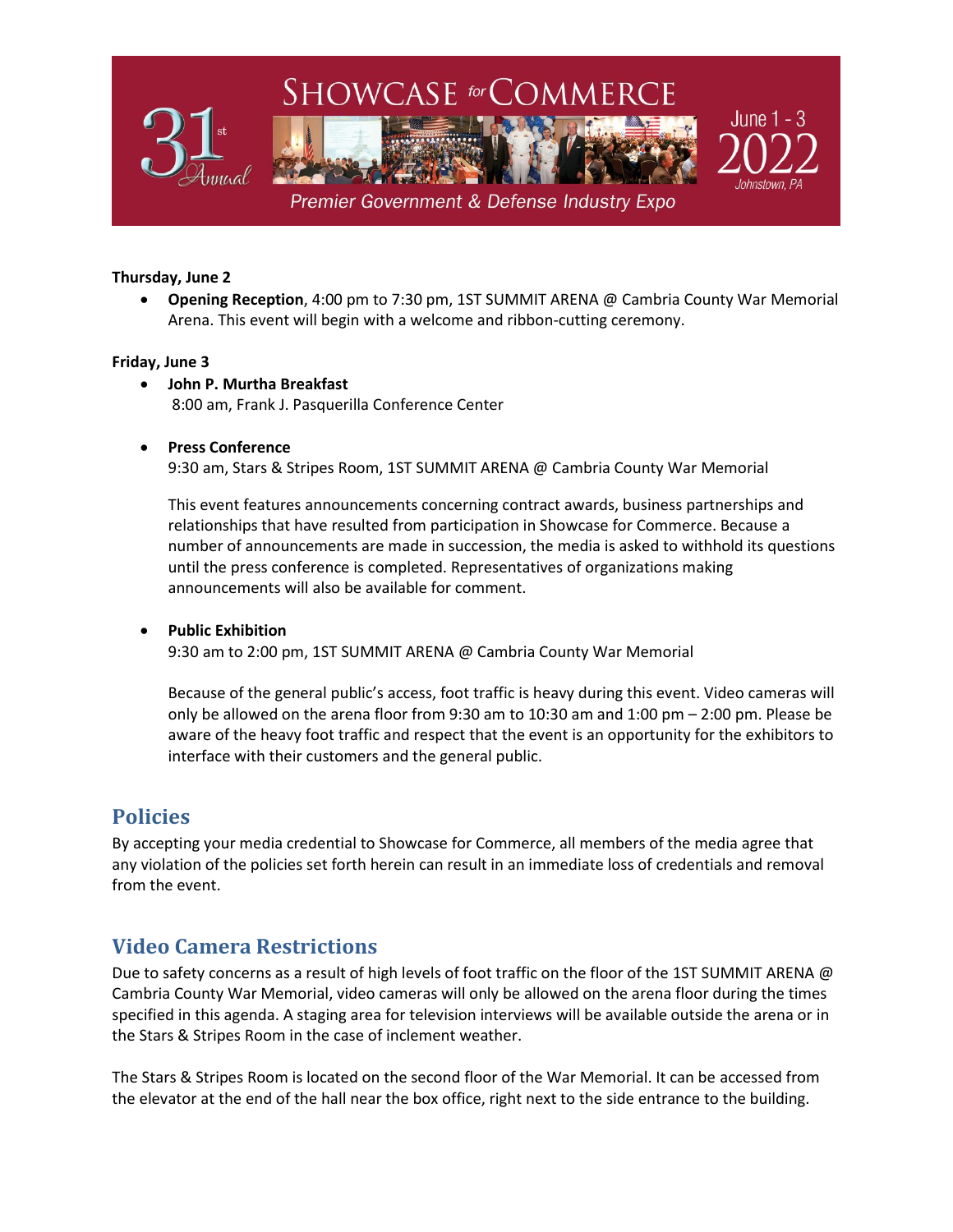**Thursday, June 2**

- **Opening Reception**, 4:00 pm to 7:30 pm, 1ST SUMMIT ARENA @ Cambria County War Memorial Arena. This event will begin with a welcome and ribbon-cutting ceremony.

**Friday, June 3**

- **John P. Murtha Breakfast**
  8:00 am, Frank J. Pasquerilla Conference Center

- **Press Conference**
  9:30 am, Stars & Stripes Room, 1ST SUMMIT ARENA @ Cambria County War Memorial

  This event features announcements concerning contract awards, business partnerships and relationships that have resulted from participation in Showcase for Commerce. Because a number of announcements are made in succession, the media is asked to withhold its questions until the press conference is completed. Representatives of organizations making announcements will also be available for comment.

- **Public Exhibition**
  9:30 am to 2:00 pm, 1ST SUMMIT ARENA @ Cambria County War Memorial

  Because of the general public's access, foot traffic is heavy during this event. Video cameras will only be allowed on the arena floor from 9:30 am to 10:30 am and 1:00 pm – 2:00 pm. Please be aware of the heavy foot traffic and respect that the event is an opportunity for the exhibitors to interface with their customers and the general public.

## Policies

By accepting your media credential to Showcase for Commerce, all members of the media agree that any violation of the policies set forth herein can result in an immediate loss of credentials and removal from the event.

## Video Camera Restrictions

Due to safety concerns as a result of high levels of foot traffic on the floor of the 1ST SUMMIT ARENA @ Cambria County War Memorial, video cameras will only be allowed on the arena floor during the times specified in this agenda. A staging area for television interviews will be available outside the arena or in the Stars & Stripes Room in the case of inclement weather.

The Stars & Stripes Room is located on the second floor of the War Memorial. It can be accessed from the elevator at the end of the hall near the box office, right next to the side entrance to the building.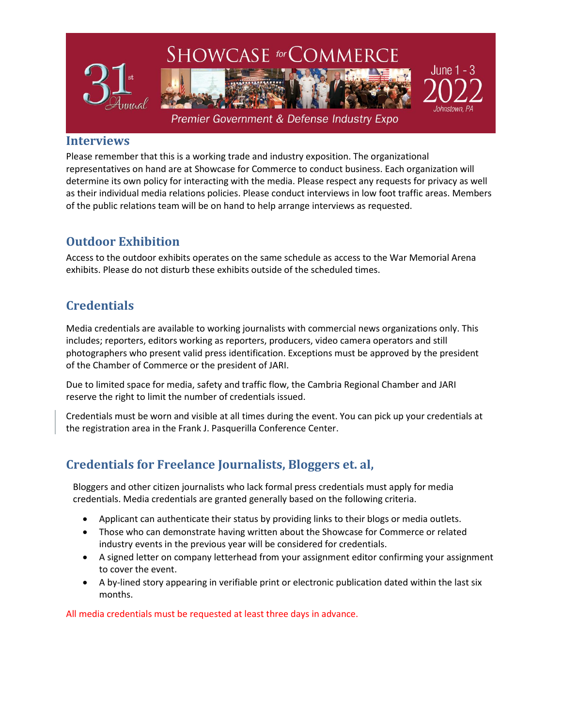## Interviews

Please remember that this is a working trade and industry exposition. The organizational representatives on hand are at Showcase for Commerce to conduct business. Each organization will determine its own policy for interacting with the media. Please respect any requests for privacy as well as their individual media relations policies. Please conduct interviews in low foot traffic areas. Members of the public relations team will be on hand to help arrange interviews as requested.

## Outdoor Exhibition

Access to the outdoor exhibits operates on the same schedule as access to the War Memorial Arena exhibits. Please do not disturb these exhibits outside of the scheduled times.

## Credentials

Media credentials are available to working journalists with commercial news organizations only. This includes; reporters, editors working as reporters, producers, video camera operators and still photographers who present valid press identification. Exceptions must be approved by the president of the Chamber of Commerce or the president of JARI.

Due to limited space for media, safety and traffic flow, the Cambria Regional Chamber and JARI reserve the right to limit the number of credentials issued.

Credentials must be worn and visible at all times during the event. You can pick up your credentials at the registration area in the Frank J. Pasquerilla Conference Center.

## Credentials for Freelance Journalists, Bloggers et. al,

Bloggers and other citizen journalists who lack formal press credentials must apply for media credentials. Media credentials are granted generally based on the following criteria.

- Applicant can authenticate their status by providing links to their blogs or media outlets.
- Those who can demonstrate having written about the Showcase for Commerce or related industry events in the previous year will be considered for credentials.
- A signed letter on company letterhead from your assignment editor confirming your assignment to cover the event.
- A by-lined story appearing in verifiable print or electronic publication dated within the last six months.

All media credentials must be requested at least three days in advance.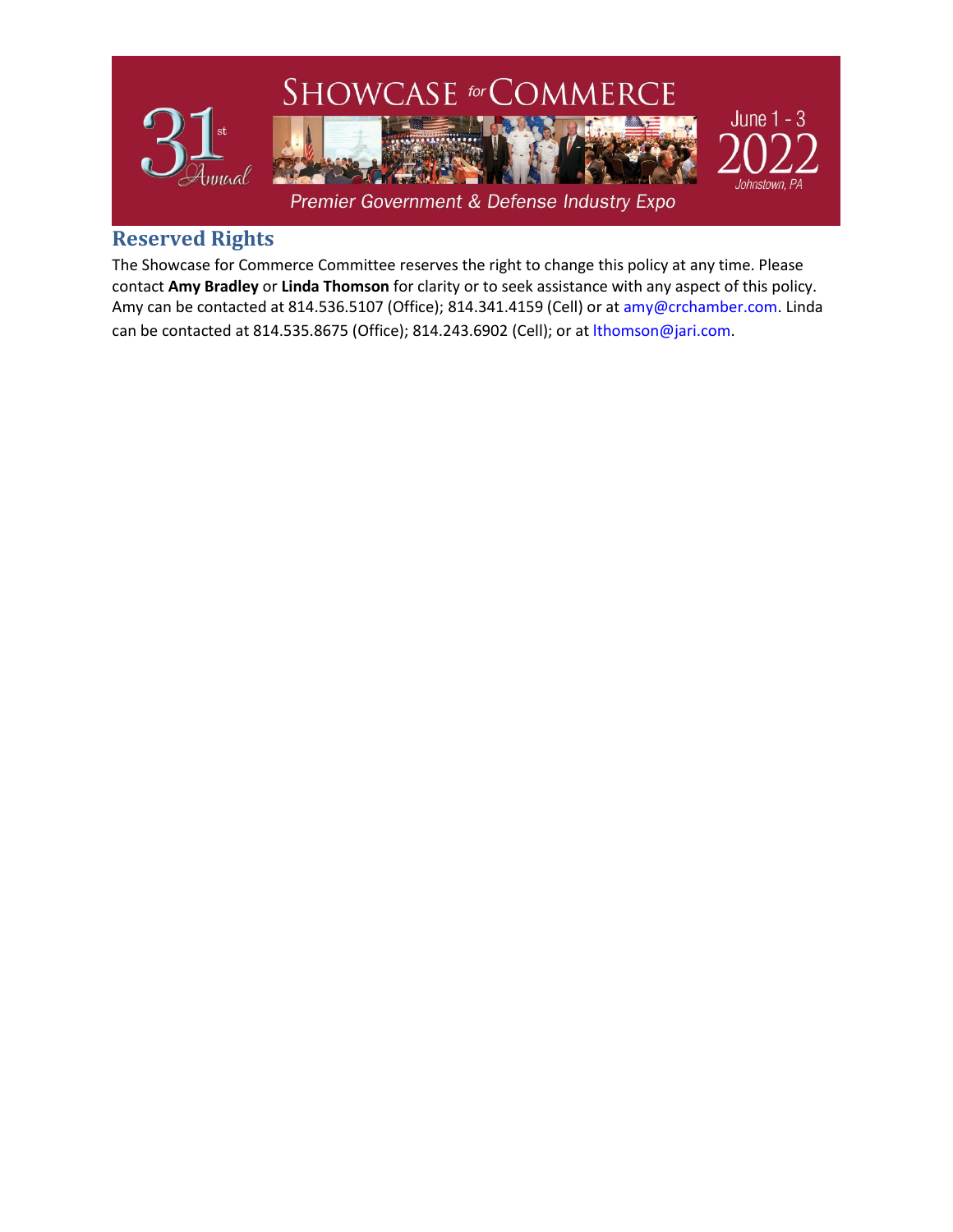## Reserved Rights

The Showcase for Commerce Committee reserves the right to change this policy at any time. Please contact **Amy Bradley** or **Linda Thomson** for clarity or to seek assistance with any aspect of this policy. Amy can be contacted at 814.536.5107 (Office); 814.341.4159 (Cell) or at amy@crchamber.com. Linda can be contacted at 814.535.8675 (Office); 814.243.6902 (Cell); or at lthomson@jari.com.